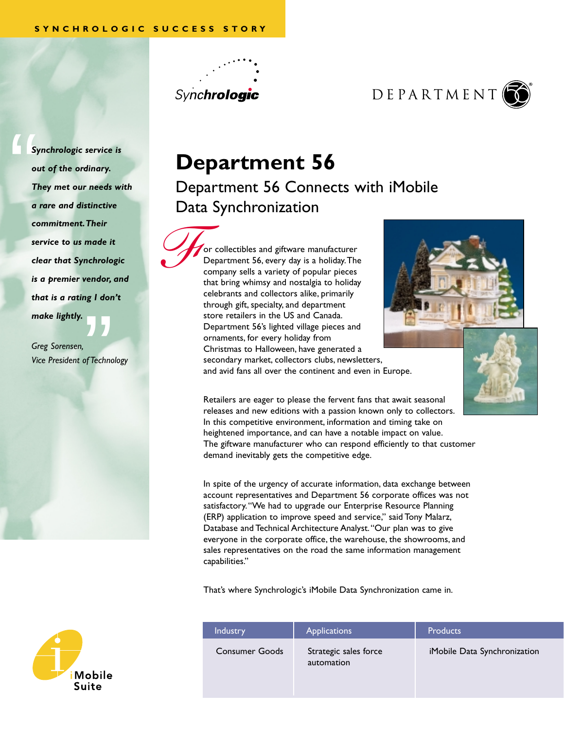SYNCHROLOGIC SUCCESS STORY

Synchrologic

DEPARTMENT 56

# Department 56

## Department 56 Connects with iMobile Data Synchronization

For collectibles and giftware manufacturer Department 56, every day is a holiday. The company sells a variety of popular pieces that bring whimsy and nostalgia to holiday celebrants and collectors alike, primarily through gift, specialty, and department store retailers in the US and Canada. Department 56's lighted village pieces and ornaments, for every holiday from Christmas to Halloween, have generated a secondary market, collectors clubs, newsletters, and avid fans all over the continent and even in Europe.

Retailers are eager to please the fervent fans that await seasonal releases and new editions with a passion known only to collectors. In this competitive environment, information and timing take on heightened importance, and can have a notable impact on value. The giftware manufacturer who can respond efficiently to that customer demand inevitably gets the competitive edge.

In spite of the urgency of accurate information, data exchange between account representatives and Department 56 corporate offices was not satisfactory. "We had to upgrade our Enterprise Resource Planning (ERP) application to improve speed and service," said Tony Malarz, Database and Technical Architecture Analyst. "Our plan was to give everyone in the corporate office, the warehouse, the showrooms, and sales representatives on the road the same information management capabilities."

That's where Synchrologic's iMobile Data Synchronization came in.

> ***"Synchrologic service is out of the ordinary. They met our needs with a rare and distinctive commitment. Their service to us made it clear that Synchrologic is a premier vendor, and that is a rating I don't make lightly."***
>
> *Greg Sorensen,*
> *Vice President of Technology*

| Industry | Applications | Products |
| --- | --- | --- |
| Consumer Goods | Strategic sales force automation | iMobile Data Synchronization |

iMobile Suite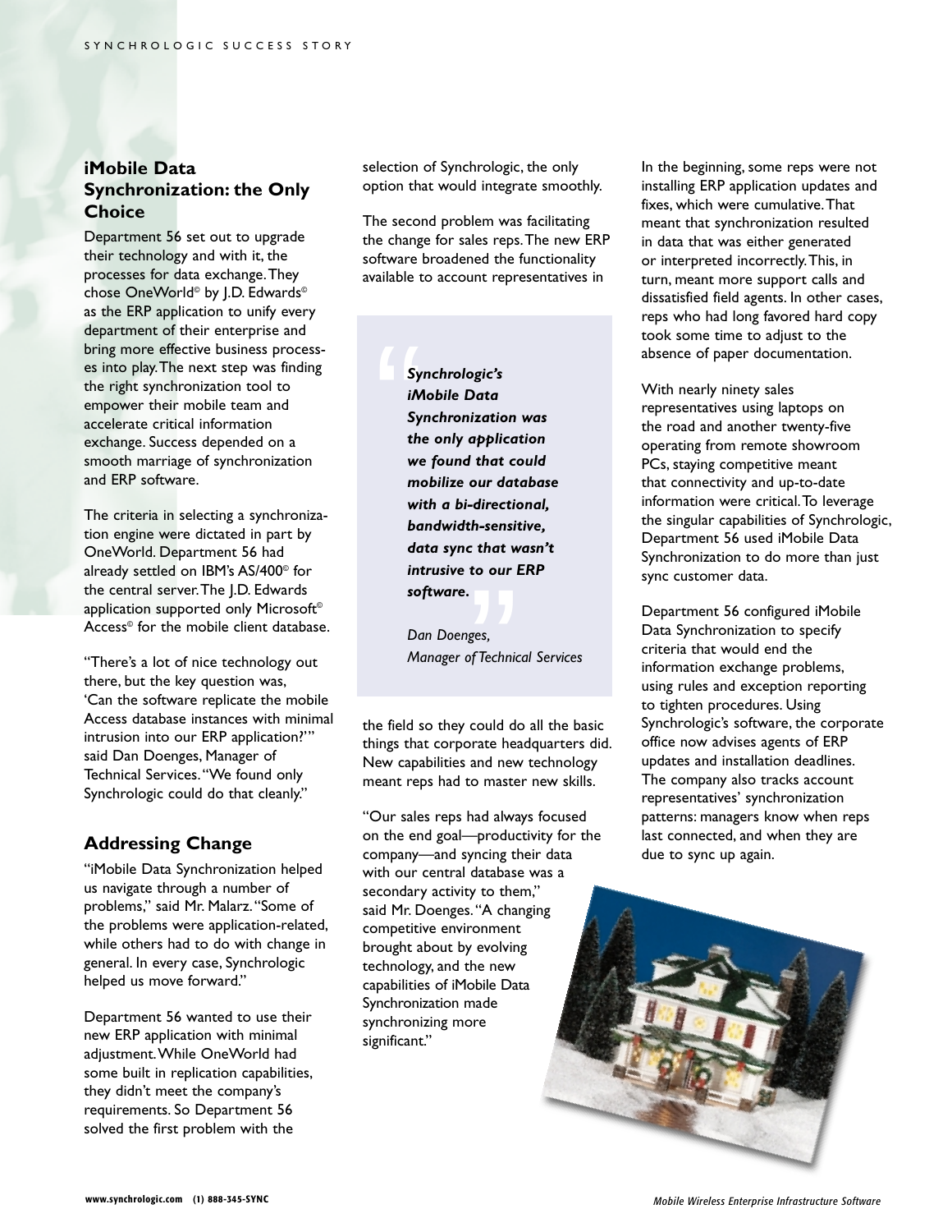## iMobile Data Synchronization: the Only Choice

Department 56 set out to upgrade their technology and with it, the processes for data exchange. They chose OneWorld© by J.D. Edwards© as the ERP application to unify every department of their enterprise and bring more effective business processes into play. The next step was finding the right synchronization tool to empower their mobile team and accelerate critical information exchange. Success depended on a smooth marriage of synchronization and ERP software.

The criteria in selecting a synchronization engine were dictated in part by OneWorld. Department 56 had already settled on IBM's AS/400© for the central server. The J.D. Edwards application supported only Microsoft© Access© for the mobile client database.

"There's a lot of nice technology out there, but the key question was, 'Can the software replicate the mobile Access database instances with minimal intrusion into our ERP application?'" said Dan Doenges, Manager of Technical Services. "We found only Synchrologic could do that cleanly."

## Addressing Change

"iMobile Data Synchronization helped us navigate through a number of problems," said Mr. Malarz. "Some of the problems were application-related, while others had to do with change in general. In every case, Synchrologic helped us move forward."

Department 56 wanted to use their new ERP application with minimal adjustment. While OneWorld had some built in replication capabilities, they didn't meet the company's requirements. So Department 56 solved the first problem with the selection of Synchrologic, the only option that would integrate smoothly.

The second problem was facilitating the change for sales reps. The new ERP software broadened the functionality available to account representatives in the field so they could do all the basic things that corporate headquarters did. New capabilities and new technology meant reps had to master new skills.

> ***"Synchrologic's iMobile Data Synchronization was the only application we found that could mobilize our database with a bi-directional, bandwidth-sensitive, data sync that wasn't intrusive to our ERP software."***
>
> *Dan Doenges, Manager of Technical Services*

"Our sales reps had always focused on the end goal—productivity for the company—and syncing their data with our central database was a secondary activity to them," said Mr. Doenges. "A changing competitive environment brought about by evolving technology, and the new capabilities of iMobile Data Synchronization made synchronizing more significant."

In the beginning, some reps were not installing ERP application updates and fixes, which were cumulative. That meant that synchronization resulted in data that was either generated or interpreted incorrectly. This, in turn, meant more support calls and dissatisfied field agents. In other cases, reps who had long favored hard copy took some time to adjust to the absence of paper documentation.

With nearly ninety sales representatives using laptops on the road and another twenty-five operating from remote showroom PCs, staying competitive meant that connectivity and up-to-date information were critical. To leverage the singular capabilities of Synchrologic, Department 56 used iMobile Data Synchronization to do more than just sync customer data.

Department 56 configured iMobile Data Synchronization to specify criteria that would end the information exchange problems, using rules and exception reporting to tighten procedures. Using Synchrologic's software, the corporate office now advises agents of ERP updates and installation deadlines. The company also tracks account representatives' synchronization patterns: managers know when reps last connected, and when they are due to sync up again.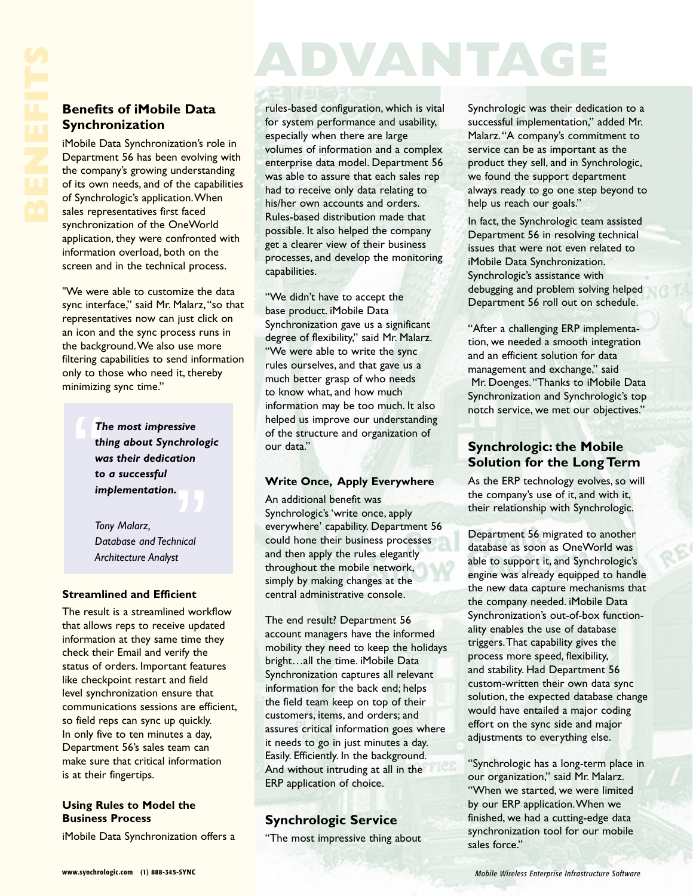# BENEFITS ADVANTAGE

## Benefits of iMobile Data Synchronization

iMobile Data Synchronization's role in Department 56 has been evolving with the company's growing understanding of its own needs, and of the capabilities of Synchrologic's application. When sales representatives first faced synchronization of the OneWorld application, they were confronted with information overload, both on the screen and in the technical process.

"We were able to customize the data sync interface," said Mr. Malarz, "so that representatives now can just click on an icon and the sync process runs in the background. We also use more filtering capabilities to send information only to those who need it, thereby minimizing sync time."

> ***The most impressive thing about Synchrologic was their dedication to a successful implementation.***
>
> *Tony Malarz,*
> *Database and Technical Architecture Analyst*

### Streamlined and Efficient

The result is a streamlined workflow that allows reps to receive updated information at they same time they check their Email and verify the status of orders. Important features like checkpoint restart and field level synchronization ensure that communications sessions are efficient, so field reps can sync up quickly. In only five to ten minutes a day, Department 56's sales team can make sure that critical information is at their fingertips.

### Using Rules to Model the Business Process

iMobile Data Synchronization offers a rules-based configuration, which is vital for system performance and usability, especially when there are large volumes of information and a complex enterprise data model. Department 56 was able to assure that each sales rep had to receive only data relating to his/her own accounts and orders. Rules-based distribution made that possible. It also helped the company get a clearer view of their business processes, and develop the monitoring capabilities.

"We didn't have to accept the base product. iMobile Data Synchronization gave us a significant degree of flexibility," said Mr. Malarz. "We were able to write the sync rules ourselves, and that gave us a much better grasp of who needs to know what, and how much information may be too much. It also helped us improve our understanding of the structure and organization of our data."

### Write Once, Apply Everywhere

An additional benefit was Synchrologic's 'write once, apply everywhere' capability. Department 56 could hone their business processes and then apply the rules elegantly throughout the mobile network, simply by making changes at the central administrative console.

The end result? Department 56 account managers have the informed mobility they need to keep the holidays bright…all the time. iMobile Data Synchronization captures all relevant information for the back end; helps the field team keep on top of their customers, items, and orders; and assures critical information goes where it needs to go in just minutes a day. Easily. Efficiently. In the background. And without intruding at all in the ERP application of choice.

## Synchrologic Service

"The most impressive thing about Synchrologic was their dedication to a successful implementation," added Mr. Malarz. "A company's commitment to service can be as important as the product they sell, and in Synchrologic, we found the support department always ready to go one step beyond to help us reach our goals."

In fact, the Synchrologic team assisted Department 56 in resolving technical issues that were not even related to iMobile Data Synchronization. Synchrologic's assistance with debugging and problem solving helped Department 56 roll out on schedule.

"After a challenging ERP implementation, we needed a smooth integration and an efficient solution for data management and exchange," said Mr. Doenges. "Thanks to iMobile Data Synchronization and Synchrologic's top notch service, we met our objectives."

## Synchrologic: the Mobile Solution for the Long Term

As the ERP technology evolves, so will the company's use of it, and with it, their relationship with Synchrologic.

Department 56 migrated to another database as soon as OneWorld was able to support it, and Synchrologic's engine was already equipped to handle the new data capture mechanisms that the company needed. iMobile Data Synchronization's out-of-box functionality enables the use of database triggers. That capability gives the process more speed, flexibility, and stability. Had Department 56 custom-written their own data sync solution, the expected database change would have entailed a major coding effort on the sync side and major adjustments to everything else.

"Synchrologic has a long-term place in our organization," said Mr. Malarz. "When we started, we were limited by our ERP application. When we finished, we had a cutting-edge data synchronization tool for our mobile sales force."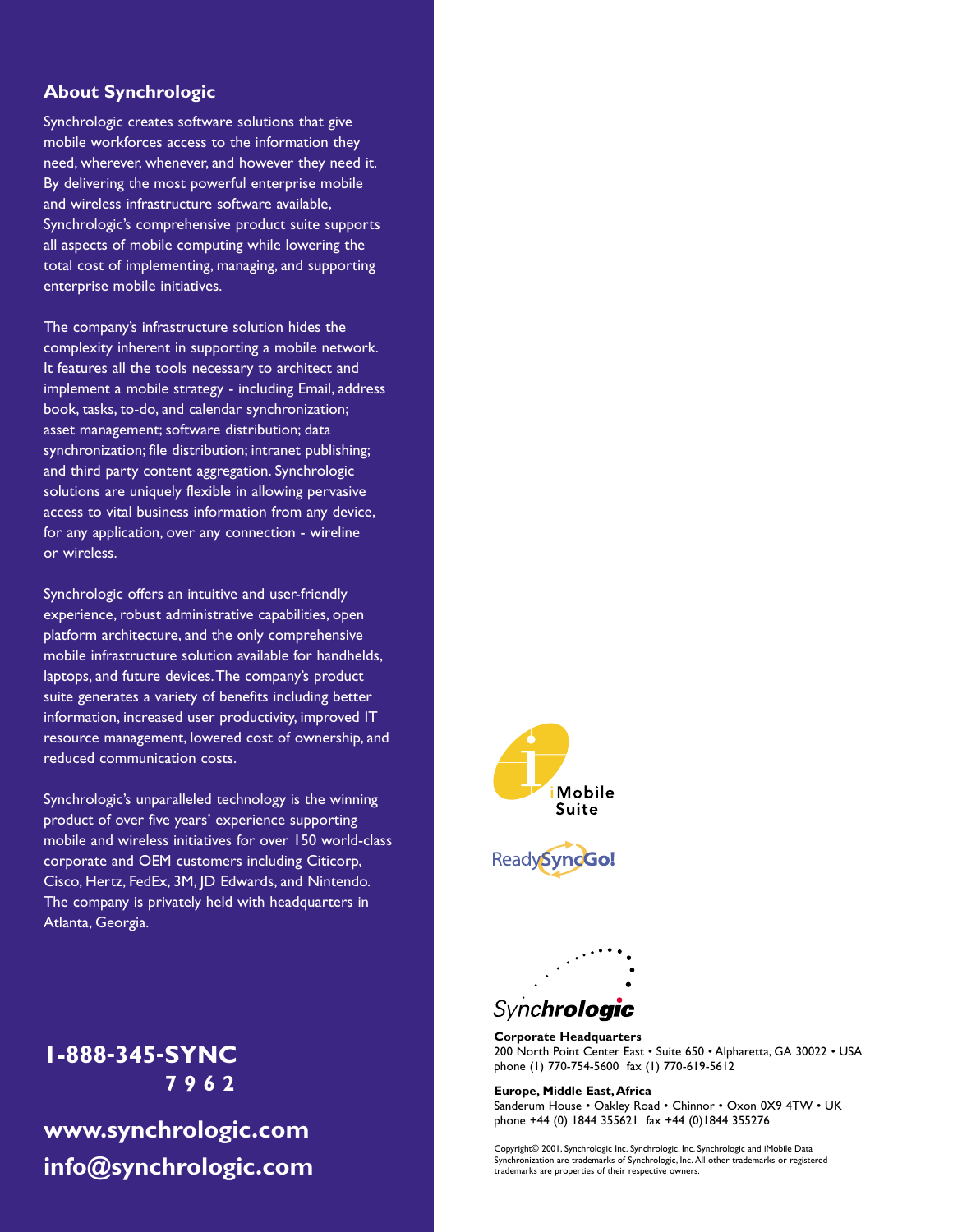## About Synchrologic

Synchrologic creates software solutions that give mobile workforces access to the information they need, wherever, whenever, and however they need it. By delivering the most powerful enterprise mobile and wireless infrastructure software available, Synchrologic's comprehensive product suite supports all aspects of mobile computing while lowering the total cost of implementing, managing, and supporting enterprise mobile initiatives.

The company's infrastructure solution hides the complexity inherent in supporting a mobile network. It features all the tools necessary to architect and implement a mobile strategy - including Email, address book, tasks, to-do, and calendar synchronization; asset management; software distribution; data synchronization; file distribution; intranet publishing; and third party content aggregation. Synchrologic solutions are uniquely flexible in allowing pervasive access to vital business information from any device, for any application, over any connection - wireline or wireless.

Synchrologic offers an intuitive and user-friendly experience, robust administrative capabilities, open platform architecture, and the only comprehensive mobile infrastructure solution available for handhelds, laptops, and future devices. The company's product suite generates a variety of benefits including better information, increased user productivity, improved IT resource management, lowered cost of ownership, and reduced communication costs.

Synchrologic's unparalleled technology is the winning product of over five years' experience supporting mobile and wireless initiatives for over 150 world-class corporate and OEM customers including Citicorp, Cisco, Hertz, FedEx, 3M, JD Edwards, and Nintendo. The company is privately held with headquarters in Atlanta, Georgia.

**1-888-345-SYNC**
**7962**

**www.synchrologic.com**
**info@synchrologic.com**

iMobile Suite

ReadySyncGo!

Synchrologic

**Corporate Headquarters**
200 North Point Center East • Suite 650 • Alpharetta, GA 30022 • USA
phone (1) 770-754-5600 fax (1) 770-619-5612

**Europe, Middle East, Africa**
Sanderum House • Oakley Road • Chinnor • Oxon 0X9 4TW • UK
phone +44 (0) 1844 355621 fax +44 (0)1844 355276

Copyright© 2001, Synchrologic Inc. Synchrologic, Inc. Synchrologic and iMobile Data Synchronization are trademarks of Synchrologic, Inc. All other trademarks or registered trademarks are properties of their respective owners.